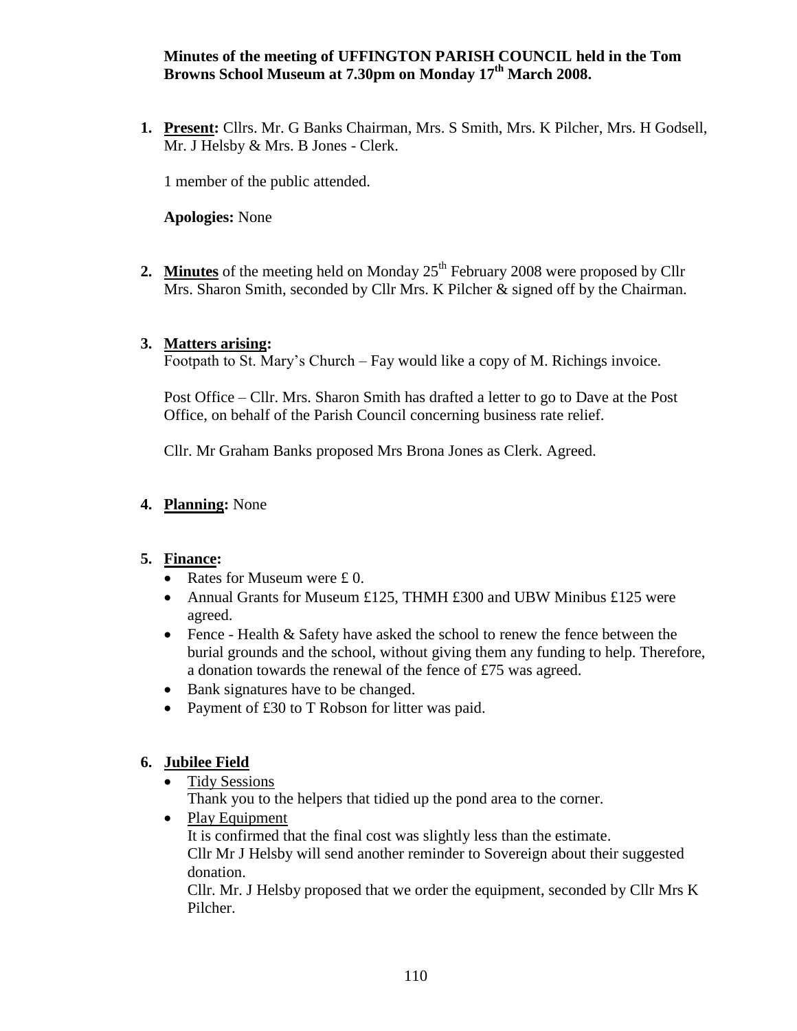**Minutes of the meeting of UFFINGTON PARISH COUNCIL held in the Tom Browns School Museum at 7.30pm on Monday 17th March 2008.**

1. **Present:** Cllrs. Mr. G Banks Chairman, Mrs. S Smith, Mrs. K Pilcher, Mrs. H Godsell, Mr. J Helsby & Mrs. B Jones - Clerk.

   1 member of the public attended.

   **Apologies:** None

2. **Minutes** of the meeting held on Monday 25th February 2008 were proposed by Cllr Mrs. Sharon Smith, seconded by Cllr Mrs. K Pilcher & signed off by the Chairman.

3. **Matters arising:**
   Footpath to St. Mary's Church – Fay would like a copy of M. Richings invoice.

   Post Office – Cllr. Mrs. Sharon Smith has drafted a letter to go to Dave at the Post Office, on behalf of the Parish Council concerning business rate relief.

   Cllr. Mr Graham Banks proposed Mrs Brona Jones as Clerk. Agreed.

4. **Planning:** None

5. **Finance:**
   - Rates for Museum were £ 0.
   - Annual Grants for Museum £125, THMH £300 and UBW Minibus £125 were agreed.
   - Fence - Health & Safety have asked the school to renew the fence between the burial grounds and the school, without giving them any funding to help. Therefore, a donation towards the renewal of the fence of £75 was agreed.
   - Bank signatures have to be changed.
   - Payment of £30 to T Robson for litter was paid.

6. **Jubilee Field**
   - Tidy Sessions
     Thank you to the helpers that tidied up the pond area to the corner.
   - Play Equipment
     It is confirmed that the final cost was slightly less than the estimate.
     Cllr Mr J Helsby will send another reminder to Sovereign about their suggested donation.
     Cllr. Mr. J Helsby proposed that we order the equipment, seconded by Cllr Mrs K Pilcher.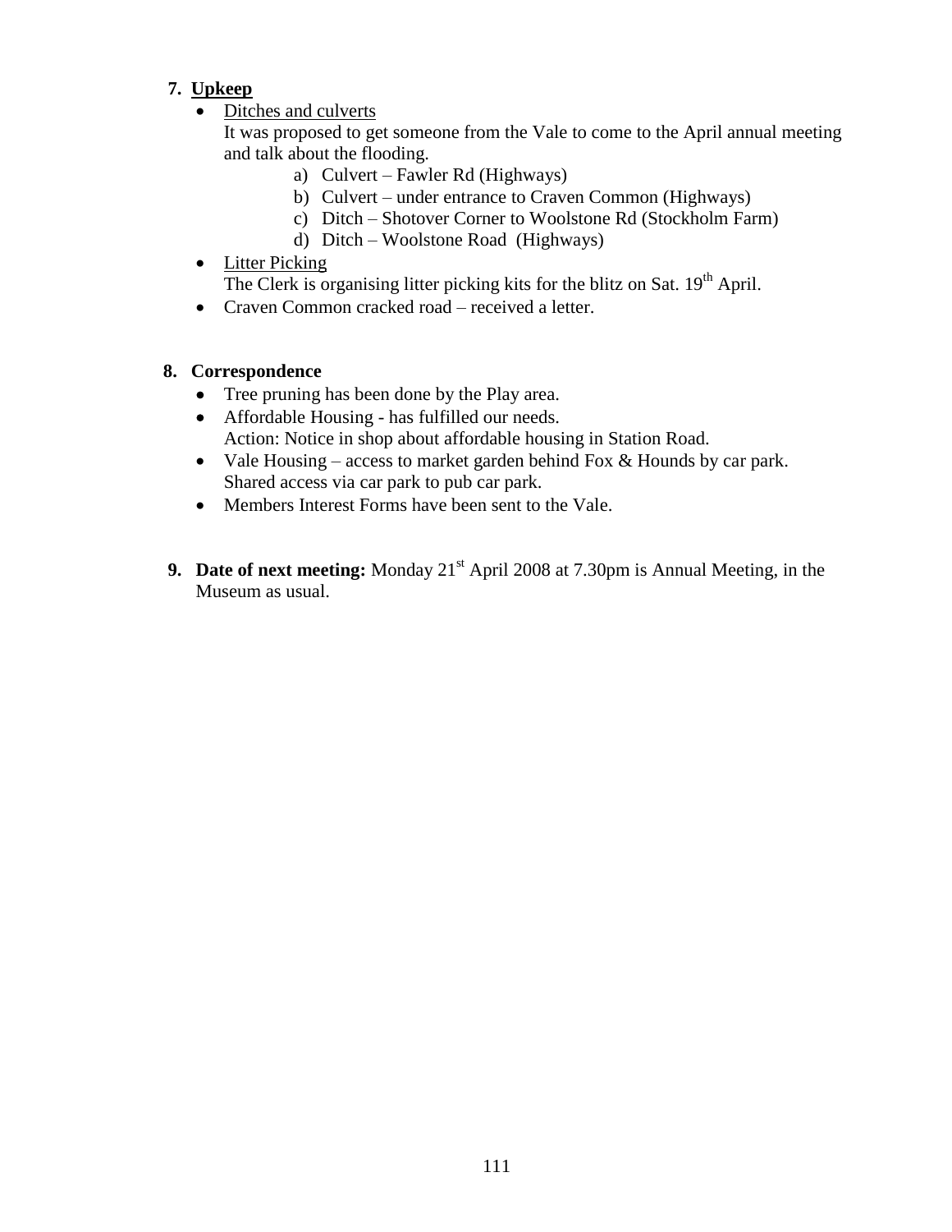7. **<u>Upkeep</u>**
   - <u>Ditches and culverts</u>
     It was proposed to get someone from the Vale to come to the April annual meeting and talk about the flooding.
     a) Culvert – Fawler Rd (Highways)
     b) Culvert – under entrance to Craven Common (Highways)
     c) Ditch – Shotover Corner to Woolstone Rd (Stockholm Farm)
     d) Ditch – Woolstone Road (Highways)
   - <u>Litter Picking</u>
     The Clerk is organising litter picking kits for the blitz on Sat. 19th April.
   - Craven Common cracked road – received a letter.

8. **Correspondence**
   - Tree pruning has been done by the Play area.
   - Affordable Housing - has fulfilled our needs.
     Action: Notice in shop about affordable housing in Station Road.
   - Vale Housing – access to market garden behind Fox & Hounds by car park. Shared access via car park to pub car park.
   - Members Interest Forms have been sent to the Vale.

9. **Date of next meeting:** Monday 21st April 2008 at 7.30pm is Annual Meeting, in the Museum as usual.